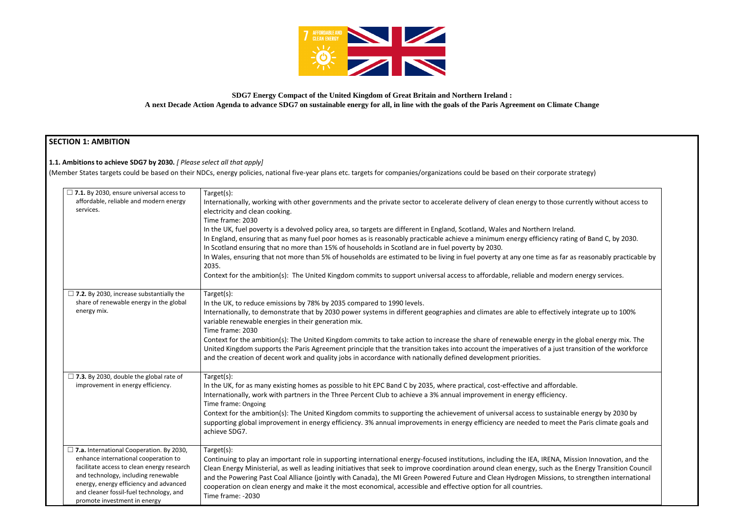**SDG7 Energy Compact of the United Kingdom of Great Britain and Northern Ireland :**
**A next Decade Action Agenda to advance SDG7 on sustainable energy for all, in line with the goals of the Paris Agreement on Climate Change**

## SECTION 1: AMBITION

**1.1. Ambitions to achieve SDG7 by 2030.** *[ Please select all that apply]*

(Member States targets could be based on their NDCs, energy policies, national five-year plans etc. targets for companies/organizations could be based on their corporate strategy)

| | |
|---|---|
| ☐ **7.1.** By 2030, ensure universal access to affordable, reliable and modern energy services. | Target(s):<br>Internationally, working with other governments and the private sector to accelerate delivery of clean energy to those currently without access to electricity and clean cooking.<br>Time frame: 2030<br>In the UK, fuel poverty is a devolved policy area, so targets are different in England, Scotland, Wales and Northern Ireland.<br>In England, ensuring that as many fuel poor homes as is reasonably practicable achieve a minimum energy efficiency rating of Band C, by 2030.<br>In Scotland ensuring that no more than 15% of households in Scotland are in fuel poverty by 2030.<br>In Wales, ensuring that not more than 5% of households are estimated to be living in fuel poverty at any one time as far as reasonably practicable by 2035.<br>Context for the ambition(s): The United Kingdom commits to support universal access to affordable, reliable and modern energy services. |
| ☐ **7.2.** By 2030, increase substantially the share of renewable energy in the global energy mix. | Target(s):<br>In the UK, to reduce emissions by 78% by 2035 compared to 1990 levels.<br>Internationally, to demonstrate that by 2030 power systems in different geographies and climates are able to effectively integrate up to 100% variable renewable energies in their generation mix.<br>Time frame: 2030<br>Context for the ambition(s): The United Kingdom commits to take action to increase the share of renewable energy in the global energy mix. The United Kingdom supports the Paris Agreement principle that the transition takes into account the imperatives of a just transition of the workforce and the creation of decent work and quality jobs in accordance with nationally defined development priorities. |
| ☐ **7.3.** By 2030, double the global rate of improvement in energy efficiency. | Target(s):<br>In the UK, for as many existing homes as possible to hit EPC Band C by 2035, where practical, cost-effective and affordable.<br>Internationally, work with partners in the Three Percent Club to achieve a 3% annual improvement in energy efficiency.<br>Time frame: Ongoing<br>Context for the ambition(s): The United Kingdom commits to supporting the achievement of universal access to sustainable energy by 2030 by supporting global improvement in energy efficiency. 3% annual improvements in energy efficiency are needed to meet the Paris climate goals and achieve SDG7. |
| ☐ **7.a.** International Cooperation. By 2030, enhance international cooperation to facilitate access to clean energy research and technology, including renewable energy, energy efficiency and advanced and cleaner fossil-fuel technology, and promote investment in energy | Target(s):<br>Continuing to play an important role in supporting international energy-focused institutions, including the IEA, IRENA, Mission Innovation, and the Clean Energy Ministerial, as well as leading initiatives that seek to improve coordination around clean energy, such as the Energy Transition Council and the Powering Past Coal Alliance (jointly with Canada), the MI Green Powered Future and Clean Hydrogen Missions, to strengthen international cooperation on clean energy and make it the most economical, accessible and effective option for all countries.<br>Time frame: -2030 |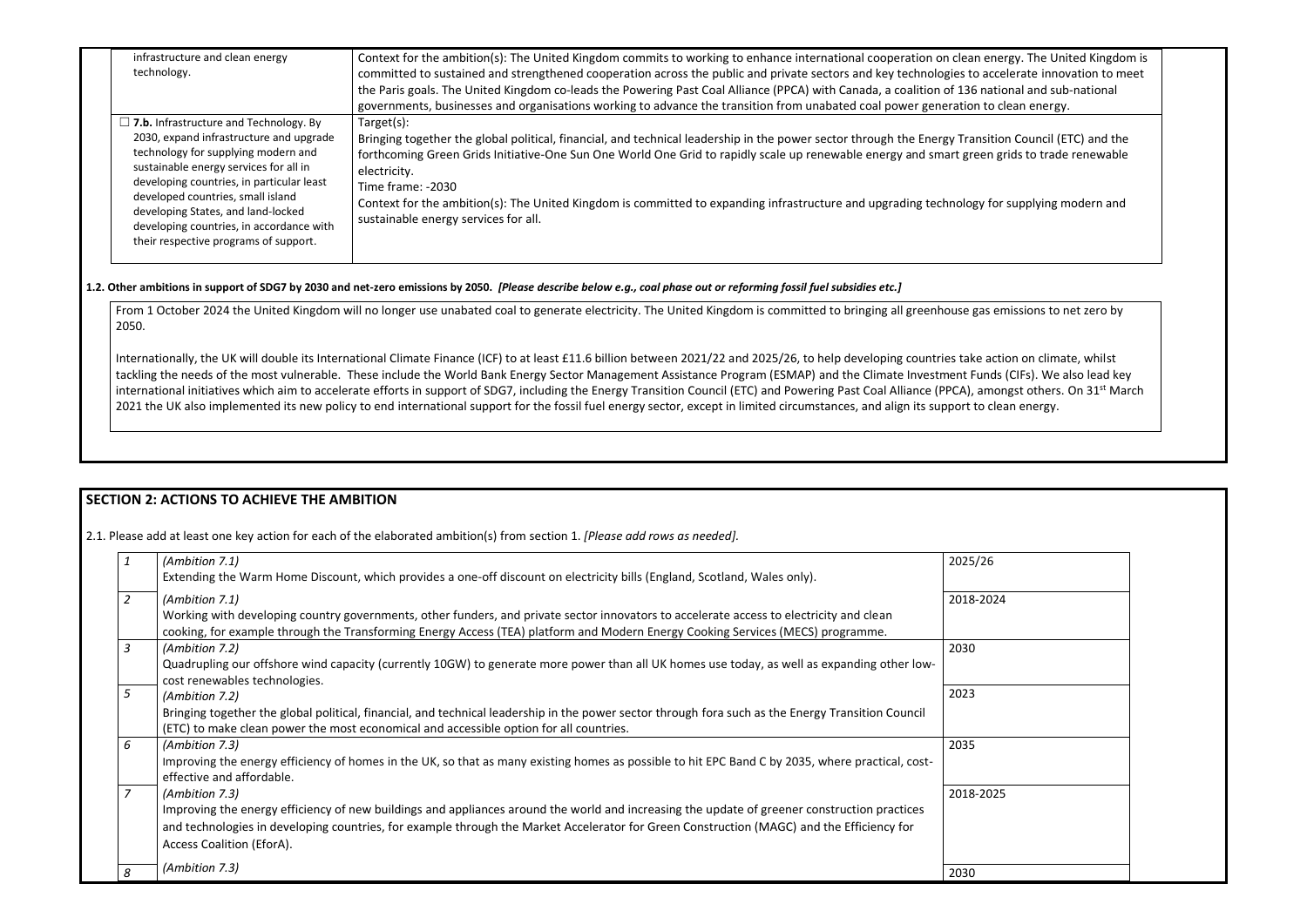| | |
|---|---|
| infrastructure and clean energy technology. | Context for the ambition(s): The United Kingdom commits to working to enhance international cooperation on clean energy. The United Kingdom is committed to sustained and strengthened cooperation across the public and private sectors and key technologies to accelerate innovation to meet the Paris goals. The United Kingdom co-leads the Powering Past Coal Alliance (PPCA) with Canada, a coalition of 136 national and sub-national governments, businesses and organisations working to advance the transition from unabated coal power generation to clean energy. |
| ☐ **7.b.** Infrastructure and Technology. By 2030, expand infrastructure and upgrade technology for supplying modern and sustainable energy services for all in developing countries, in particular least developed countries, small island developing States, and land-locked developing countries, in accordance with their respective programs of support. | Target(s):<br>Bringing together the global political, financial, and technical leadership in the power sector through the Energy Transition Council (ETC) and the forthcoming Green Grids Initiative-One Sun One World One Grid to rapidly scale up renewable energy and smart green grids to trade renewable electricity.<br>Time frame: -2030<br>Context for the ambition(s): The United Kingdom is committed to expanding infrastructure and upgrading technology for supplying modern and sustainable energy services for all. |

**1.2. Other ambitions in support of SDG7 by 2030 and net-zero emissions by 2050.** *[Please describe below e.g., coal phase out or reforming fossil fuel subsidies etc.]*

From 1 October 2024 the United Kingdom will no longer use unabated coal to generate electricity. The United Kingdom is committed to bringing all greenhouse gas emissions to net zero by 2050.

Internationally, the UK will double its International Climate Finance (ICF) to at least £11.6 billion between 2021/22 and 2025/26, to help developing countries take action on climate, whilst tackling the needs of the most vulnerable. These include the World Bank Energy Sector Management Assistance Program (ESMAP) and the Climate Investment Funds (CIFs). We also lead key international initiatives which aim to accelerate efforts in support of SDG7, including the Energy Transition Council (ETC) and Powering Past Coal Alliance (PPCA), amongst others. On 31st March 2021 the UK also implemented its new policy to end international support for the fossil fuel energy sector, except in limited circumstances, and align its support to clean energy.

## SECTION 2: ACTIONS TO ACHIEVE THE AMBITION

2.1. Please add at least one key action for each of the elaborated ambition(s) from section 1. *[Please add rows as needed].*

| | | |
|---|---|---|
| *1* | *(Ambition 7.1)*<br>Extending the Warm Home Discount, which provides a one-off discount on electricity bills (England, Scotland, Wales only). | 2025/26 |
| *2* | *(Ambition 7.1)*<br>Working with developing country governments, other funders, and private sector innovators to accelerate access to electricity and clean cooking, for example through the Transforming Energy Access (TEA) platform and Modern Energy Cooking Services (MECS) programme. | 2018-2024 |
| *3* | *(Ambition 7.2)*<br>Quadrupling our offshore wind capacity (currently 10GW) to generate more power than all UK homes use today, as well as expanding other low-cost renewables technologies. | 2030 |
| *5* | *(Ambition 7.2)*<br>Bringing together the global political, financial, and technical leadership in the power sector through fora such as the Energy Transition Council (ETC) to make clean power the most economical and accessible option for all countries. | 2023 |
| *6* | *(Ambition 7.3)*<br>Improving the energy efficiency of homes in the UK, so that as many existing homes as possible to hit EPC Band C by 2035, where practical, cost-effective and affordable. | 2035 |
| *7* | *(Ambition 7.3)*<br>Improving the energy efficiency of new buildings and appliances around the world and increasing the update of greener construction practices and technologies in developing countries, for example through the Market Accelerator for Green Construction (MAGC) and the Efficiency for Access Coalition (EforA). | 2018-2025 |
| *8* | *(Ambition 7.3)* | 2030 |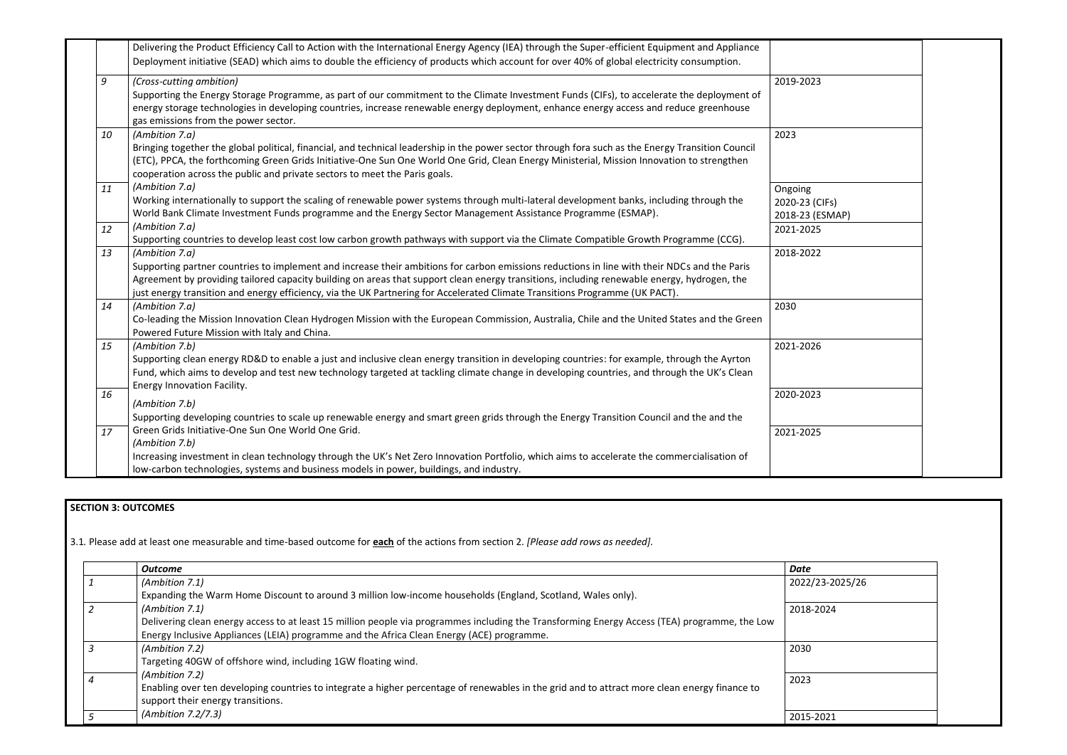| | | | |
|---|---|---|---|
| | Delivering the Product Efficiency Call to Action with the International Energy Agency (IEA) through the Super-efficient Equipment and Appliance Deployment initiative (SEAD) which aims to double the efficiency of products which account for over 40% of global electricity consumption. | | |
| 9 | *(Cross-cutting ambition)*<br>Supporting the Energy Storage Programme, as part of our commitment to the Climate Investment Funds (CIFs), to accelerate the deployment of energy storage technologies in developing countries, increase renewable energy deployment, enhance energy access and reduce greenhouse gas emissions from the power sector. | 2019-2023 | |
| 10 | *(Ambition 7.a)*<br>Bringing together the global political, financial, and technical leadership in the power sector through fora such as the Energy Transition Council (ETC), PPCA, the forthcoming Green Grids Initiative-One Sun One World One Grid, Clean Energy Ministerial, Mission Innovation to strengthen cooperation across the public and private sectors to meet the Paris goals. | 2023 | |
| 11 | *(Ambition 7.a)*<br>Working internationally to support the scaling of renewable power systems through multi-lateral development banks, including through the World Bank Climate Investment Funds programme and the Energy Sector Management Assistance Programme (ESMAP). | Ongoing<br>2020-23 (CIFs)<br>2018-23 (ESMAP) | |
| 12 | *(Ambition 7.a)*<br>Supporting countries to develop least cost low carbon growth pathways with support via the Climate Compatible Growth Programme (CCG). | 2021-2025 | |
| 13 | *(Ambition 7.a)*<br>Supporting partner countries to implement and increase their ambitions for carbon emissions reductions in line with their NDCs and the Paris Agreement by providing tailored capacity building on areas that support clean energy transitions, including renewable energy, hydrogen, the just energy transition and energy efficiency, via the UK Partnering for Accelerated Climate Transitions Programme (UK PACT). | 2018-2022 | |
| 14 | *(Ambition 7.a)*<br>Co-leading the Mission Innovation Clean Hydrogen Mission with the European Commission, Australia, Chile and the United States and the Green Powered Future Mission with Italy and China. | 2030 | |
| 15 | *(Ambition 7.b)*<br>Supporting clean energy RD&D to enable a just and inclusive clean energy transition in developing countries: for example, through the Ayrton Fund, which aims to develop and test new technology targeted at tackling climate change in developing countries, and through the UK's Clean Energy Innovation Facility. | 2021-2026 | |
| 16 | *(Ambition 7.b)*<br>Supporting developing countries to scale up renewable energy and smart green grids through the Energy Transition Council and the and the Green Grids Initiative-One Sun One World One Grid. | 2020-2023 | |
| 17 | *(Ambition 7.b)*<br>Increasing investment in clean technology through the UK's Net Zero Innovation Portfolio, which aims to accelerate the commercialisation of low-carbon technologies, systems and business models in power, buildings, and industry. | 2021-2025 | |

**SECTION 3: OUTCOMES**

3.1. Please add at least one measurable and time-based outcome for **each** of the actions from section 2. *[Please add rows as needed].*

| | ***Outcome*** | ***Date*** |
|---|---|---|
| 1 | *(Ambition 7.1)*<br>Expanding the Warm Home Discount to around 3 million low-income households (England, Scotland, Wales only). | 2022/23-2025/26 |
| 2 | *(Ambition 7.1)*<br>Delivering clean energy access to at least 15 million people via programmes including the Transforming Energy Access (TEA) programme, the Low Energy Inclusive Appliances (LEIA) programme and the Africa Clean Energy (ACE) programme. | 2018-2024 |
| 3 | *(Ambition 7.2)*<br>Targeting 40GW of offshore wind, including 1GW floating wind. | 2030 |
| 4 | *(Ambition 7.2)*<br>Enabling over ten developing countries to integrate a higher percentage of renewables in the grid and to attract more clean energy finance to support their energy transitions. | 2023 |
| 5 | *(Ambition 7.2/7.3)* | 2015-2021 |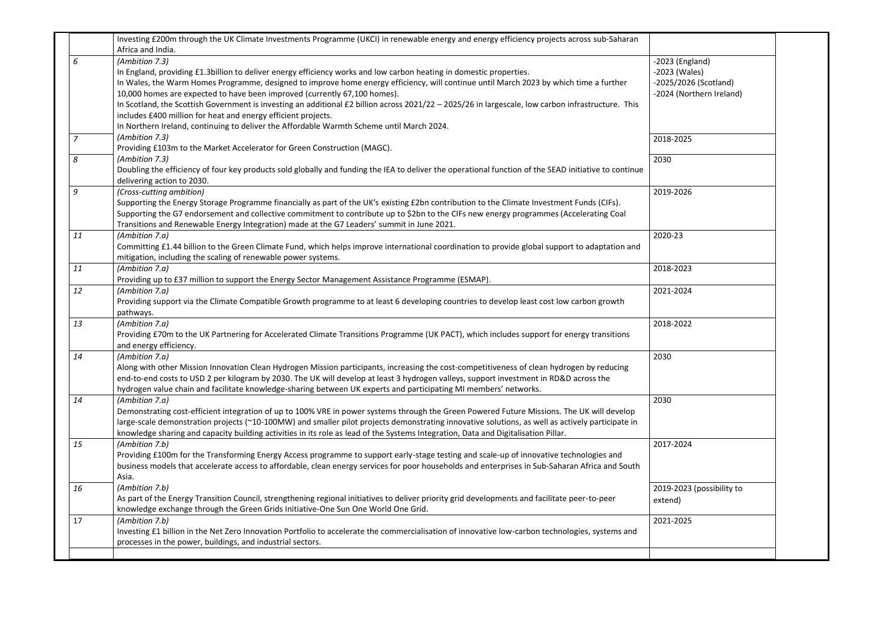| | | | |
|---|---|---|---|
| | Investing £200m through the UK Climate Investments Programme (UKCI) in renewable energy and energy efficiency projects across sub-Saharan Africa and India. | | |
| *6* | *(Ambition 7.3)*<br>In England, providing £1.3billion to deliver energy efficiency works and low carbon heating in domestic properties.<br>In Wales, the Warm Homes Programme, designed to improve home energy efficiency, will continue until March 2023 by which time a further 10,000 homes are expected to have been improved (currently 67,100 homes).<br>In Scotland, the Scottish Government is investing an additional £2 billion across 2021/22 – 2025/26 in largescale, low carbon infrastructure. This includes £400 million for heat and energy efficient projects.<br>In Northern Ireland, continuing to deliver the Affordable Warmth Scheme until March 2024. | -2023 (England)<br>-2023 (Wales)<br>-2025/2026 (Scotland)<br>-2024 (Northern Ireland) | |
| *7* | *(Ambition 7.3)*<br>Providing £103m to the Market Accelerator for Green Construction (MAGC). | 2018-2025 | |
| *8* | *(Ambition 7.3)*<br>Doubling the efficiency of four key products sold globally and funding the IEA to deliver the operational function of the SEAD initiative to continue delivering action to 2030. | 2030 | |
| *9* | *(Cross-cutting ambition)*<br>Supporting the Energy Storage Programme financially as part of the UK's existing £2bn contribution to the Climate Investment Funds (CIFs).<br>Supporting the G7 endorsement and collective commitment to contribute up to $2bn to the CIFs new energy programmes (Accelerating Coal Transitions and Renewable Energy Integration) made at the G7 Leaders' summit in June 2021. | 2019-2026 | |
| *11* | *(Ambition 7.a)*<br>Committing £1.44 billion to the Green Climate Fund, which helps improve international coordination to provide global support to adaptation and mitigation, including the scaling of renewable power systems. | 2020-23 | |
| *11* | *(Ambition 7.a)*<br>Providing up to £37 million to support the Energy Sector Management Assistance Programme (ESMAP). | 2018-2023 | |
| *12* | *(Ambition 7.a)*<br>Providing support via the Climate Compatible Growth programme to at least 6 developing countries to develop least cost low carbon growth pathways. | 2021-2024 | |
| *13* | *(Ambition 7.a)*<br>Providing £70m to the UK Partnering for Accelerated Climate Transitions Programme (UK PACT), which includes support for energy transitions and energy efficiency. | 2018-2022 | |
| *14* | *(Ambition 7.a)*<br>Along with other Mission Innovation Clean Hydrogen Mission participants, increasing the cost-competitiveness of clean hydrogen by reducing end-to-end costs to USD 2 per kilogram by 2030. The UK will develop at least 3 hydrogen valleys, support investment in RD&D across the hydrogen value chain and facilitate knowledge-sharing between UK experts and participating MI members' networks. | 2030 | |
| *14* | *(Ambition 7.a)*<br>Demonstrating cost-efficient integration of up to 100% VRE in power systems through the Green Powered Future Missions. The UK will develop large-scale demonstration projects (~10-100MW) and smaller pilot projects demonstrating innovative solutions, as well as actively participate in knowledge sharing and capacity building activities in its role as lead of the Systems Integration, Data and Digitalisation Pillar. | 2030 | |
| *15* | *(Ambition 7.b)*<br>Providing £100m for the Transforming Energy Access programme to support early-stage testing and scale-up of innovative technologies and business models that accelerate access to affordable, clean energy services for poor households and enterprises in Sub-Saharan Africa and South Asia. | 2017-2024 | |
| *16* | *(Ambition 7.b)*<br>As part of the Energy Transition Council, strengthening regional initiatives to deliver priority grid developments and facilitate peer-to-peer knowledge exchange through the Green Grids Initiative-One Sun One World One Grid. | 2019-2023 (possibility to extend) | |
| 17 | *(Ambition 7.b)*<br>Investing £1 billion in the Net Zero Innovation Portfolio to accelerate the commercialisation of innovative low-carbon technologies, systems and processes in the power, buildings, and industrial sectors. | 2021-2025 | |
| | | | |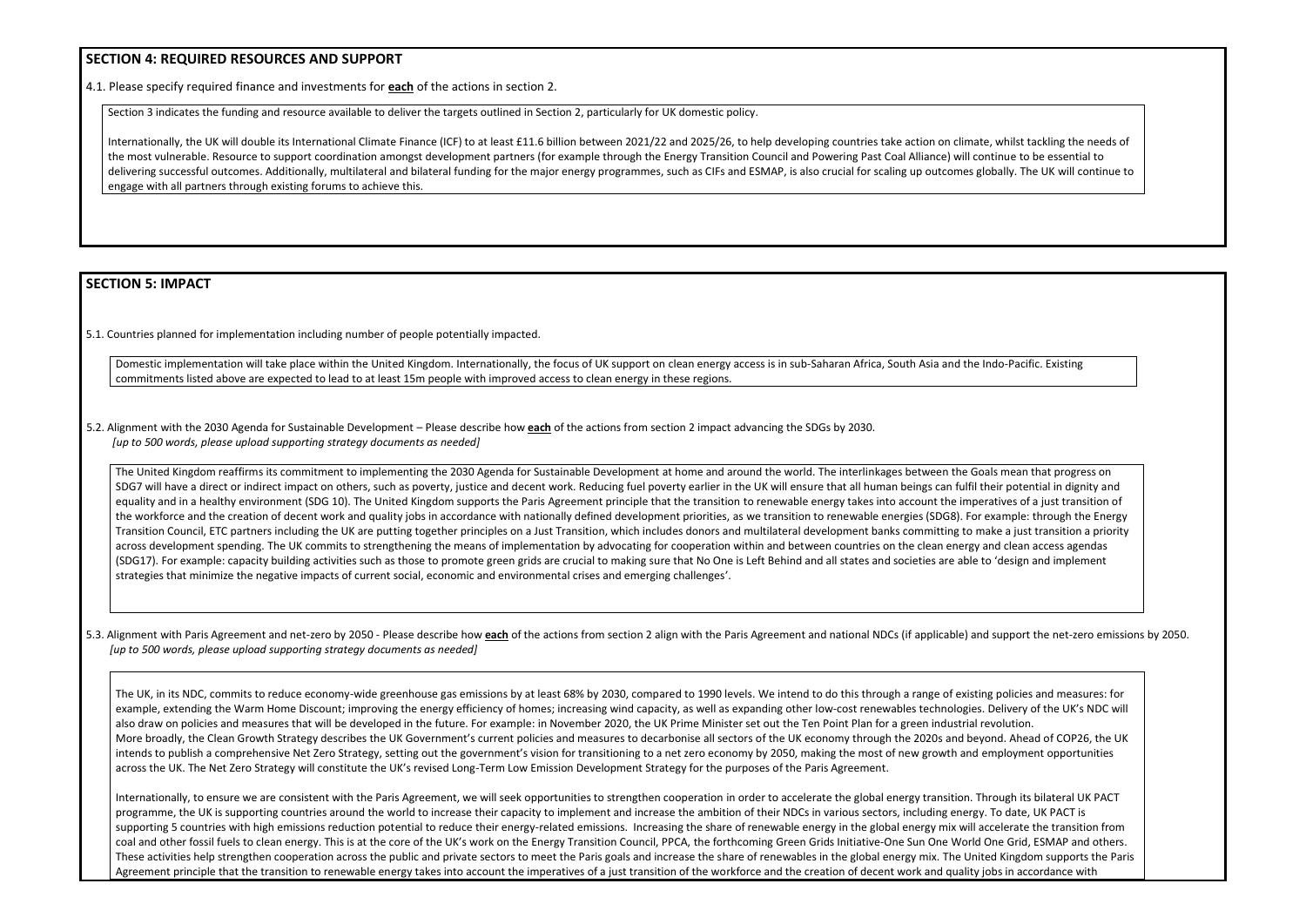## SECTION 4: REQUIRED RESOURCES AND SUPPORT

4.1. Please specify required finance and investments for **each** of the actions in section 2.

Section 3 indicates the funding and resource available to deliver the targets outlined in Section 2, particularly for UK domestic policy.

Internationally, the UK will double its International Climate Finance (ICF) to at least £11.6 billion between 2021/22 and 2025/26, to help developing countries take action on climate, whilst tackling the needs of the most vulnerable. Resource to support coordination amongst development partners (for example through the Energy Transition Council and Powering Past Coal Alliance) will continue to be essential to delivering successful outcomes. Additionally, multilateral and bilateral funding for the major energy programmes, such as CIFs and ESMAP, is also crucial for scaling up outcomes globally. The UK will continue to engage with all partners through existing forums to achieve this.

## SECTION 5: IMPACT

5.1. Countries planned for implementation including number of people potentially impacted.

Domestic implementation will take place within the United Kingdom. Internationally, the focus of UK support on clean energy access is in sub-Saharan Africa, South Asia and the Indo-Pacific. Existing commitments listed above are expected to lead to at least 15m people with improved access to clean energy in these regions.

5.2. Alignment with the 2030 Agenda for Sustainable Development – Please describe how **each** of the actions from section 2 impact advancing the SDGs by 2030.
*[up to 500 words, please upload supporting strategy documents as needed]*

The United Kingdom reaffirms its commitment to implementing the 2030 Agenda for Sustainable Development at home and around the world. The interlinkages between the Goals mean that progress on SDG7 will have a direct or indirect impact on others, such as poverty, justice and decent work. Reducing fuel poverty earlier in the UK will ensure that all human beings can fulfil their potential in dignity and equality and in a healthy environment (SDG 10). The United Kingdom supports the Paris Agreement principle that the transition to renewable energy takes into account the imperatives of a just transition of the workforce and the creation of decent work and quality jobs in accordance with nationally defined development priorities, as we transition to renewable energies (SDG8). For example: through the Energy Transition Council, ETC partners including the UK are putting together principles on a Just Transition, which includes donors and multilateral development banks committing to make a just transition a priority across development spending. The UK commits to strengthening the means of implementation by advocating for cooperation within and between countries on the clean energy and clean access agendas (SDG17). For example: capacity building activities such as those to promote green grids are crucial to making sure that No One is Left Behind and all states and societies are able to 'design and implement strategies that minimize the negative impacts of current social, economic and environmental crises and emerging challenges'.

5.3. Alignment with Paris Agreement and net-zero by 2050 - Please describe how **each** of the actions from section 2 align with the Paris Agreement and national NDCs (if applicable) and support the net-zero emissions by 2050.
*[up to 500 words, please upload supporting strategy documents as needed]*

The UK, in its NDC, commits to reduce economy-wide greenhouse gas emissions by at least 68% by 2030, compared to 1990 levels. We intend to do this through a range of existing policies and measures: for example, extending the Warm Home Discount; improving the energy efficiency of homes; increasing wind capacity, as well as expanding other low-cost renewables technologies. Delivery of the UK's NDC will also draw on policies and measures that will be developed in the future. For example: in November 2020, the UK Prime Minister set out the Ten Point Plan for a green industrial revolution.
More broadly, the Clean Growth Strategy describes the UK Government's current policies and measures to decarbonise all sectors of the UK economy through the 2020s and beyond. Ahead of COP26, the UK intends to publish a comprehensive Net Zero Strategy, setting out the government's vision for transitioning to a net zero economy by 2050, making the most of new growth and employment opportunities across the UK. The Net Zero Strategy will constitute the UK's revised Long-Term Low Emission Development Strategy for the purposes of the Paris Agreement.

Internationally, to ensure we are consistent with the Paris Agreement, we will seek opportunities to strengthen cooperation in order to accelerate the global energy transition. Through its bilateral UK PACT programme, the UK is supporting countries around the world to increase their capacity to implement and increase the ambition of their NDCs in various sectors, including energy. To date, UK PACT is supporting 5 countries with high emissions reduction potential to reduce their energy-related emissions. Increasing the share of renewable energy in the global energy mix will accelerate the transition from coal and other fossil fuels to clean energy. This is at the core of the UK's work on the Energy Transition Council, PPCA, the forthcoming Green Grids Initiative-One Sun One World One Grid, ESMAP and others. These activities help strengthen cooperation across the public and private sectors to meet the Paris goals and increase the share of renewables in the global energy mix. The United Kingdom supports the Paris Agreement principle that the transition to renewable energy takes into account the imperatives of a just transition of the workforce and the creation of decent work and quality jobs in accordance with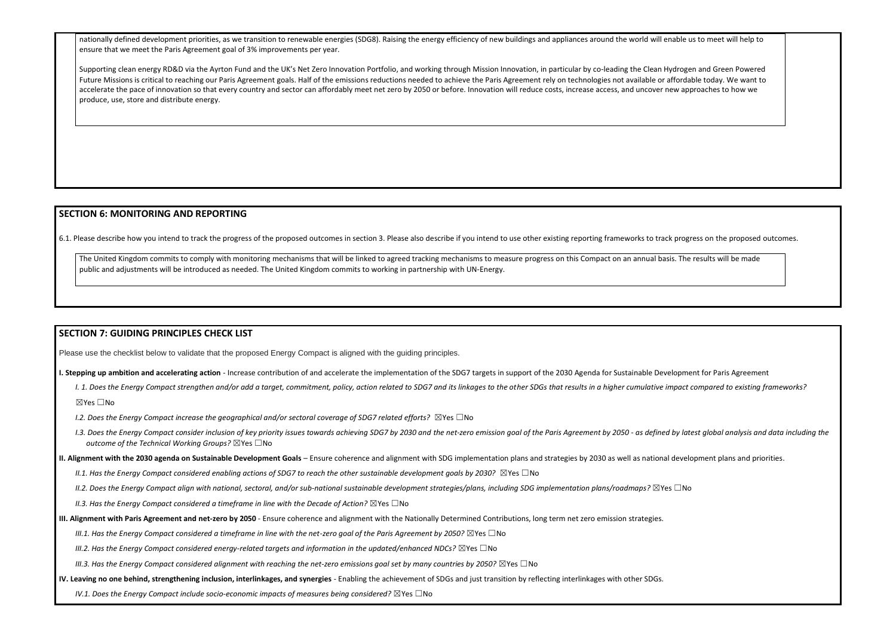nationally defined development priorities, as we transition to renewable energies (SDG8). Raising the energy efficiency of new buildings and appliances around the world will enable us to meet will help to ensure that we meet the Paris Agreement goal of 3% improvements per year.

Supporting clean energy RD&D via the Ayrton Fund and the UK's Net Zero Innovation Portfolio, and working through Mission Innovation, in particular by co-leading the Clean Hydrogen and Green Powered Future Missions is critical to reaching our Paris Agreement goals. Half of the emissions reductions needed to achieve the Paris Agreement rely on technologies not available or affordable today. We want to accelerate the pace of innovation so that every country and sector can affordably meet net zero by 2050 or before. Innovation will reduce costs, increase access, and uncover new approaches to how we produce, use, store and distribute energy.

## SECTION 6: MONITORING AND REPORTING

6.1. Please describe how you intend to track the progress of the proposed outcomes in section 3. Please also describe if you intend to use other existing reporting frameworks to track progress on the proposed outcomes.

The United Kingdom commits to comply with monitoring mechanisms that will be linked to agreed tracking mechanisms to measure progress on this Compact on an annual basis. The results will be made public and adjustments will be introduced as needed. The United Kingdom commits to working in partnership with UN-Energy.

## SECTION 7: GUIDING PRINCIPLES CHECK LIST

Please use the checklist below to validate that the proposed Energy Compact is aligned with the guiding principles.

**I. Stepping up ambition and accelerating action** - Increase contribution of and accelerate the implementation of the SDG7 targets in support of the 2030 Agenda for Sustainable Development for Paris Agreement

*I. 1. Does the Energy Compact strengthen and/or add a target, commitment, policy, action related to SDG7 and its linkages to the other SDGs that results in a higher cumulative impact compared to existing frameworks?*

☒Yes ☐No

*I.2. Does the Energy Compact increase the geographical and/or sectoral coverage of SDG7 related efforts?* ☒Yes ☐No

*I.3. Does the Energy Compact consider inclusion of key priority issues towards achieving SDG7 by 2030 and the net-zero emission goal of the Paris Agreement by 2050 - as defined by latest global analysis and data including the outcome of the Technical Working Groups?* ☒Yes ☐No

**II. Alignment with the 2030 agenda on Sustainable Development Goals** – Ensure coherence and alignment with SDG implementation plans and strategies by 2030 as well as national development plans and priorities.

*II.1. Has the Energy Compact considered enabling actions of SDG7 to reach the other sustainable development goals by 2030?* ☒Yes ☐No

*II.2. Does the Energy Compact align with national, sectoral, and/or sub-national sustainable development strategies/plans, including SDG implementation plans/roadmaps?* ☒Yes ☐No

*II.3. Has the Energy Compact considered a timeframe in line with the Decade of Action?* ☒Yes ☐No

**III. Alignment with Paris Agreement and net-zero by 2050** - Ensure coherence and alignment with the Nationally Determined Contributions, long term net zero emission strategies.

*III.1. Has the Energy Compact considered a timeframe in line with the net-zero goal of the Paris Agreement by 2050?* ☒Yes ☐No

*III.2. Has the Energy Compact considered energy-related targets and information in the updated/enhanced NDCs?* ☒Yes ☐No

*III.3. Has the Energy Compact considered alignment with reaching the net-zero emissions goal set by many countries by 2050?* ☒Yes ☐No

**IV. Leaving no one behind, strengthening inclusion, interlinkages, and synergies** - Enabling the achievement of SDGs and just transition by reflecting interlinkages with other SDGs.

*IV.1. Does the Energy Compact include socio-economic impacts of measures being considered?* ☒Yes ☐No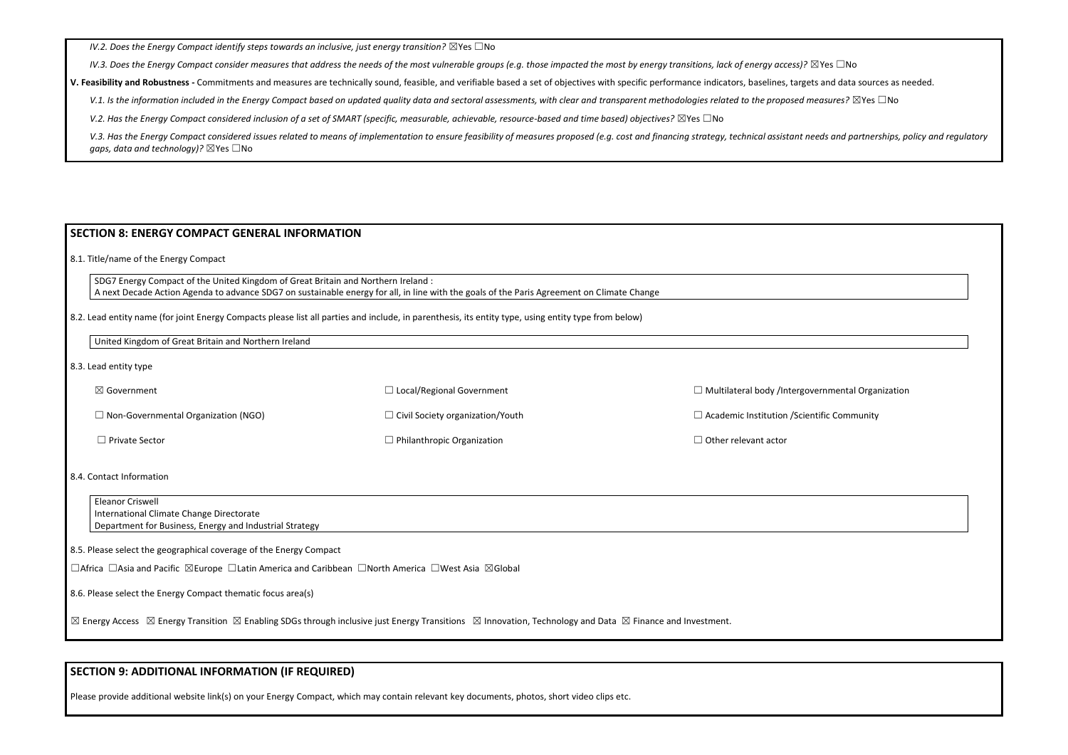*IV.2. Does the Energy Compact identify steps towards an inclusive, just energy transition?* ☒Yes ☐No

*IV.3. Does the Energy Compact consider measures that address the needs of the most vulnerable groups (e.g. those impacted the most by energy transitions, lack of energy access)?* ☒Yes ☐No

**V. Feasibility and Robustness -** Commitments and measures are technically sound, feasible, and verifiable based a set of objectives with specific performance indicators, baselines, targets and data sources as needed.

*V.1. Is the information included in the Energy Compact based on updated quality data and sectoral assessments, with clear and transparent methodologies related to the proposed measures?* ☒Yes ☐No

*V.2. Has the Energy Compact considered inclusion of a set of SMART (specific, measurable, achievable, resource-based and time based) objectives?* ☒Yes ☐No

*V.3. Has the Energy Compact considered issues related to means of implementation to ensure feasibility of measures proposed (e.g. cost and financing strategy, technical assistant needs and partnerships, policy and regulatory gaps, data and technology)?* ☒Yes ☐No

## SECTION 8: ENERGY COMPACT GENERAL INFORMATION

8.1. Title/name of the Energy Compact

SDG7 Energy Compact of the United Kingdom of Great Britain and Northern Ireland :
A next Decade Action Agenda to advance SDG7 on sustainable energy for all, in line with the goals of the Paris Agreement on Climate Change

8.2. Lead entity name (for joint Energy Compacts please list all parties and include, in parenthesis, its entity type, using entity type from below)

United Kingdom of Great Britain and Northern Ireland

8.3. Lead entity type

☒ Government ☐ Local/Regional Government ☐ Multilateral body /Intergovernmental Organization

☐ Non-Governmental Organization (NGO) ☐ Civil Society organization/Youth ☐ Academic Institution /Scientific Community

☐ Private Sector ☐ Philanthropic Organization ☐ Other relevant actor

8.4. Contact Information

Eleanor Criswell
International Climate Change Directorate
Department for Business, Energy and Industrial Strategy

8.5. Please select the geographical coverage of the Energy Compact

☐Africa ☐Asia and Pacific ☒Europe ☐Latin America and Caribbean ☐North America ☐West Asia ☒Global

8.6. Please select the Energy Compact thematic focus area(s)

☒ Energy Access ☒ Energy Transition ☒ Enabling SDGs through inclusive just Energy Transitions ☒ Innovation, Technology and Data ☒ Finance and Investment.

## SECTION 9: ADDITIONAL INFORMATION (IF REQUIRED)

Please provide additional website link(s) on your Energy Compact, which may contain relevant key documents, photos, short video clips etc.